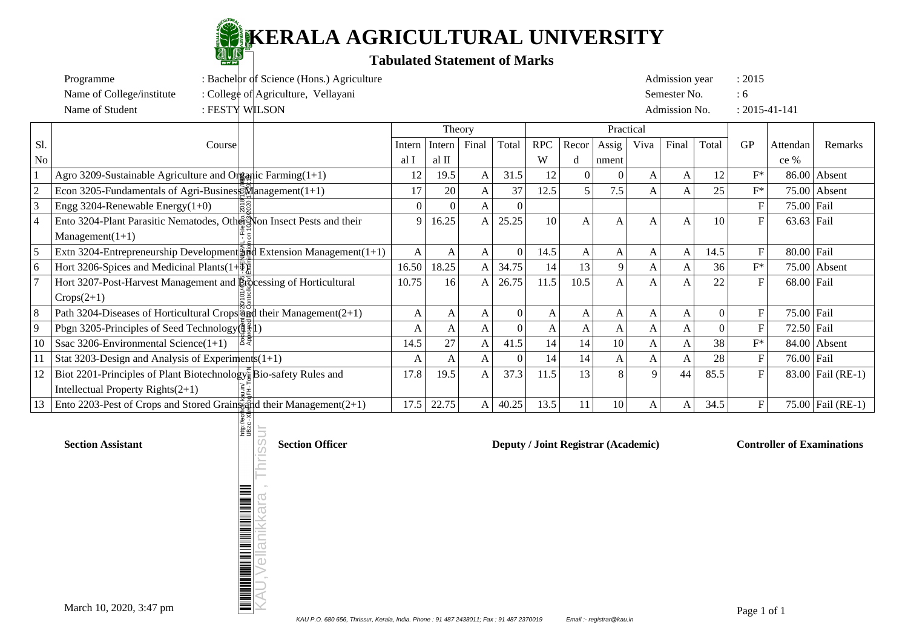# KERALA AGRICULTURAL UNIVERSITY

## Tabulated Statement of Marks

Programme : Bachelor of Science (Hons.) Agriculture
Name of College/institute : College of Agriculture, Vellayani
Name of Student : FESTY WILSON

Admission year : 2015
Semester No. : 6
Admission No. : 2015-41-141

| Sl. No | Course | Theory | | | | Practical | | | | | | GP | Attendance % | Remarks |
|---|---|---|---|---|---|---|---|---|---|---|---|---|---|---|
| | | Internal I | Internal II | Final | Total | RPCW | Record | Assignment | Viva | Final | Total | | | |
| 1 | Agro 3209-Sustainable Agriculture and Organic Farming(1+1) | 12 | 19.5 | A | 31.5 | 12 | 0 | 0 | A | A | 12 | F* | 86.00 | Absent |
| 2 | Econ 3205-Fundamentals of Agri-Business Management(1+1) | 17 | 20 | A | 37 | 12.5 | 5 | 7.5 | A | A | 25 | F* | 75.00 | Absent |
| 3 | Engg 3204-Renewable Energy(1+0) | 0 | 0 | A | 0 | | | | | | | F | 75.00 | Fail |
| 4 | Ento 3204-Plant Parasitic Nematodes, Other Non Insect Pests and their Management(1+1) | 9 | 16.25 | A | 25.25 | 10 | A | A | A | A | 10 | F | 63.63 | Fail |
| 5 | Extn 3204-Entrepreneurship Development and Extension Management(1+1) | A | A | A | 0 | 14.5 | A | A | A | A | 14.5 | F | 80.00 | Fail |
| 6 | Hort 3206-Spices and Medicinal Plants(1+1) | 16.50 | 18.25 | A | 34.75 | 14 | 13 | 9 | A | A | 36 | F* | 75.00 | Absent |
| 7 | Hort 3207-Post-Harvest Management and Processing of Horticultural Crops(2+1) | 10.75 | 16 | A | 26.75 | 11.5 | 10.5 | A | A | A | 22 | F | 68.00 | Fail |
| 8 | Path 3204-Diseases of Horticultural Crops and their Management(2+1) | A | A | A | 0 | A | A | A | A | A | 0 | F | 75.00 | Fail |
| 9 | Pbgn 3205-Principles of Seed Technology(1+1) | A | A | A | 0 | A | A | A | A | A | 0 | F | 72.50 | Fail |
| 10 | Ssac 3206-Environmental Science(1+1) | 14.5 | 27 | A | 41.5 | 14 | 14 | 10 | A | A | 38 | F* | 84.00 | Absent |
| 11 | Stat 3203-Design and Analysis of Experiments(1+1) | A | A | A | 0 | 14 | 14 | A | A | A | 28 | F | 76.00 | Fail |
| 12 | Biot 2201-Principles of Plant Biotechnology, Bio-safety Rules and Intellectual Property Rights(2+1) | 17.8 | 19.5 | A | 37.3 | 11.5 | 13 | 8 | 9 | 44 | 85.5 | F | 83.00 | Fail (RE-1) |
| 13 | Ento 2203-Pest of Crops and Stored Grains and their Management(2+1) | 17.5 | 22.75 | A | 40.25 | 13.5 | 11 | 10 | A | A | 34.5 | F | 75.00 | Fail (RE-1) |

**Section Assistant** **Section Officer** **Deputy / Joint Registrar (Academic)** **Controller of Examinations**

March 10, 2020, 3:47 pm

KAU P.O. 680 656, Thrissur, Kerala, India. Phone : 91 487 2438011; Fax : 91 487 2370019 Email :- registrar@kau.in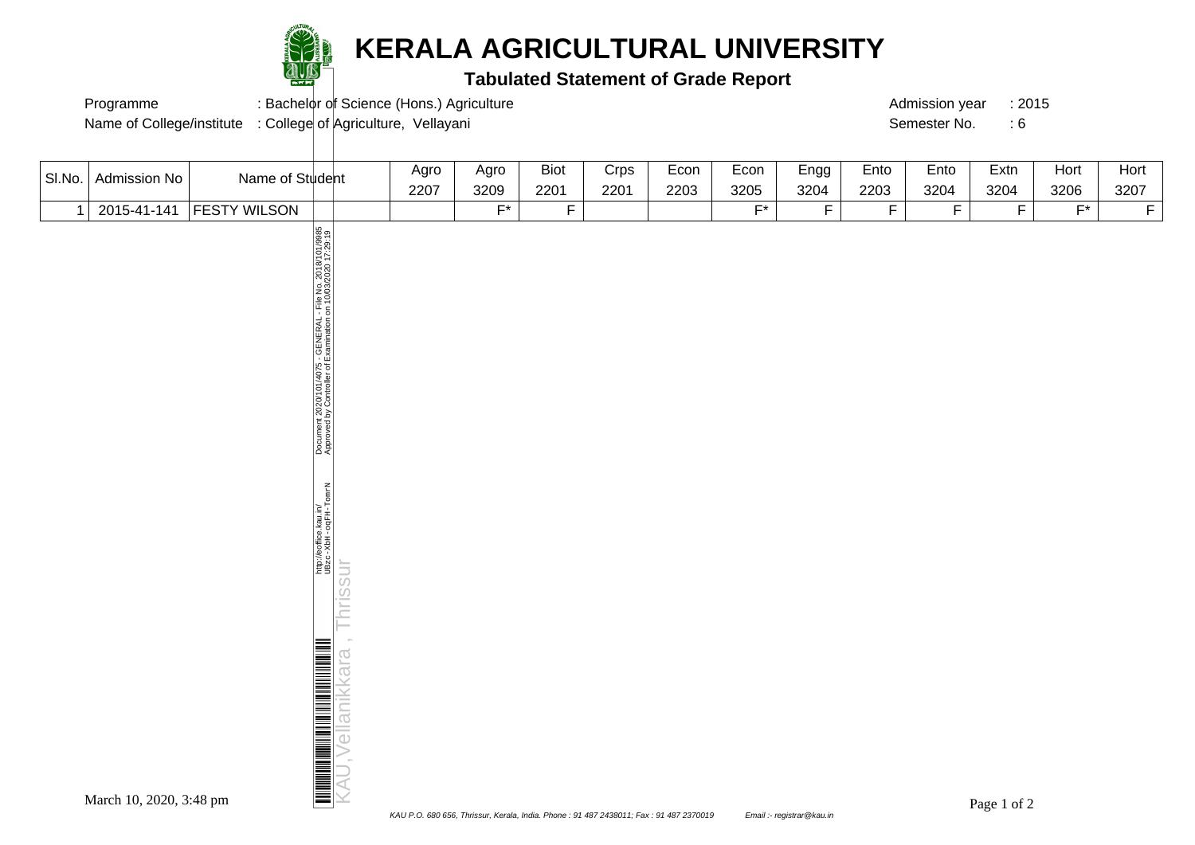# KERALA AGRICULTURAL UNIVERSITY

## Tabulated Statement of Grade Report

Programme : Bachelor of Science (Hons.) Agriculture

Name of College/institute : College of Agriculture, Vellayani

Admission year : 2015

Semester No. : 6

| Sl.No. | Admission No | Name of Student | Agro 2207 | Agro 3209 | Biot 2201 | Crps 2201 | Econ 2203 | Econ 3205 | Engg 3204 | Ento 2203 | Ento 3204 | Extn 3204 | Hort 3206 | Hort 3207 |
|---|---|---|---|---|---|---|---|---|---|---|---|---|---|---|
| 1 | 2015-41-141 | FESTY WILSON | | F* | F | | | F* | F | F | F | F | F* | F |

http://eoffice.kau.in/ UBzc-XbH-oqFH-TomrN Document 2020/101/4075 - GENERAL - File No. 2018/101/9985 Approved by Controller of Examination on 10/03/2020 17:29:19

KAU,Vellanikkara , Thrissur

March 10, 2020, 3:48 pm

KAU P.O. 680 656, Thrissur, Kerala, India. Phone : 91 487 2438011; Fax : 91 487 2370019 Email :- registrar@kau.in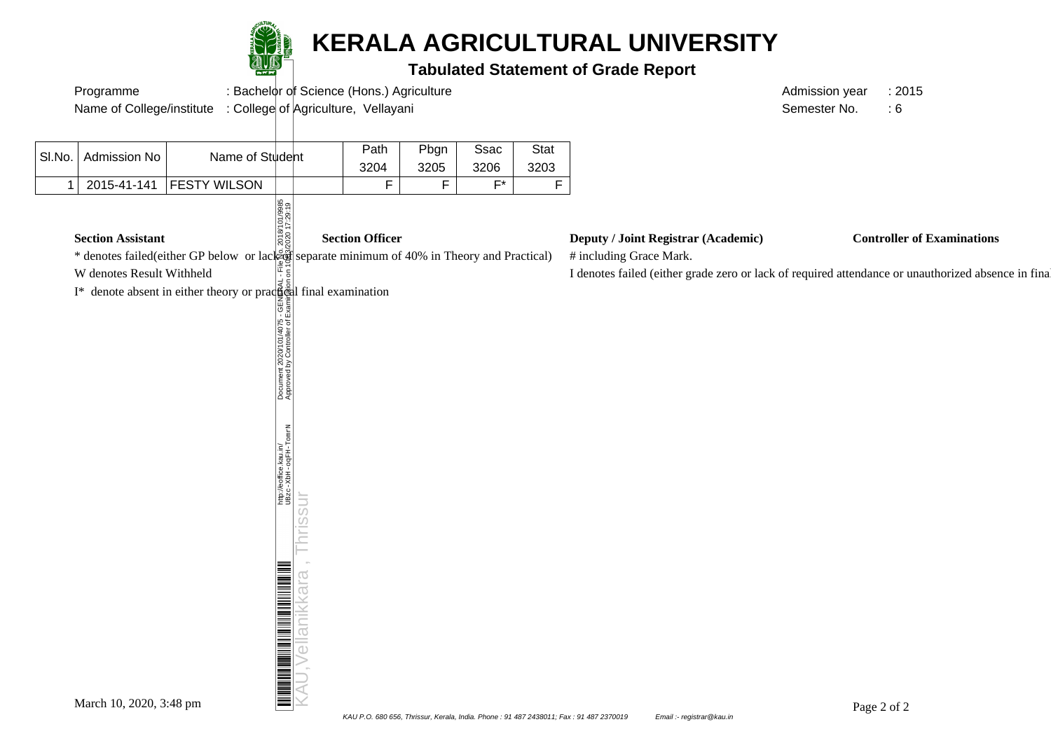# KERALA AGRICULTURAL UNIVERSITY

## Tabulated Statement of Grade Report

Programme : Bachelor of Science (Hons.) Agriculture

Name of College/institute : College of Agriculture, Vellayani

Admission year : 2015

Semester No. : 6

| Sl.No. | Admission No | Name of Student | Path 3204 | Pbgn 3205 | Ssac 3206 | Stat 3203 |
|---|---|---|---|---|---|---|
| 1 | 2015-41-141 | FESTY WILSON | F | F | F* | F |

Document 2020/101/4075 - GENERAL - File No. 2018/101/9985
Approved by Controller of Examination on 10/03/2020 17:29:19

http://eoffice.kau.in/
UBzc - XbH - oqFH - TomrN

KAU,Vellanikkara , Thrissur

**Section Assistant** **Section Officer** **Deputy / Joint Registrar (Academic)** **Controller of Examinations**

* denotes failed(either GP below or lack of separate minimum of 40% in Theory and Practical)

W denotes Result Withheld

I* denote absent in either theory or practical final examination

# including Grace Mark.

I denotes failed (either grade zero or lack of required attendance or unauthorized absence in fina

March 10, 2020, 3:48 pm

KAU P.O. 680 656, Thrissur, Kerala, India. Phone : 91 487 2438011; Fax : 91 487 2370019 Email :- registrar@kau.in